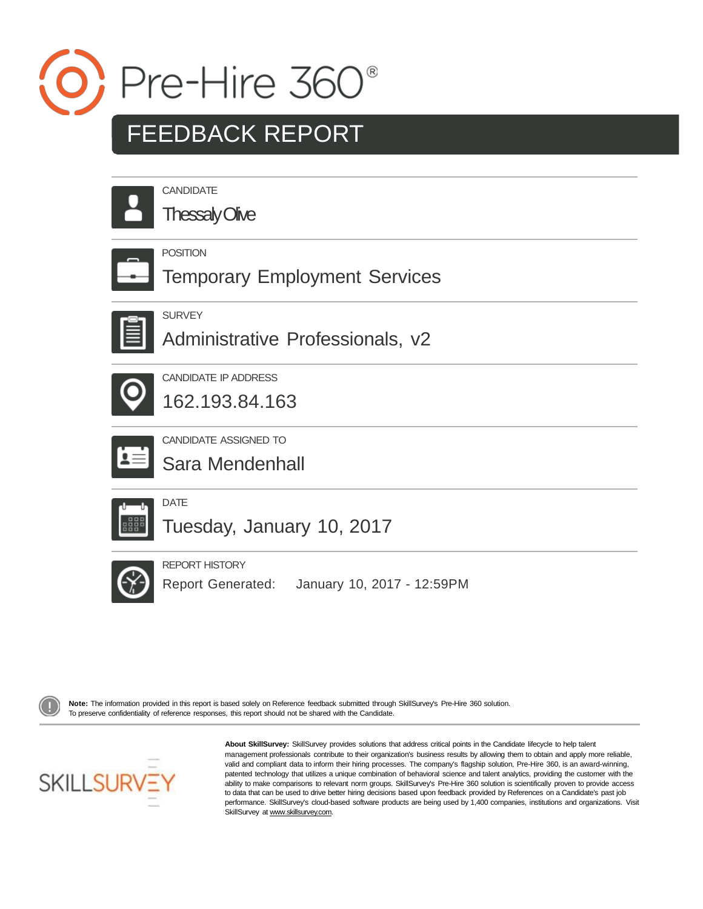# Pre-Hire 360®

## FEEDBACK REPORT

CANDIDATE

Thessaly Olive

POSITION

Temporary Employment Services

SURVEY

Administrative Professionals, v2

CANDIDATE IP ADDRESS

162.193.84.163

CANDIDATE ASSIGNED TO

Sara Mendenhall

DATE

Tuesday, January 10, 2017

REPORT HISTORY

Report Generated: January 10, 2017 - 12:59PM

**Note:** The information provided in this report is based solely on Reference feedback submitted through SkillSurvey's Pre-Hire 360 solution. To preserve confidentiality of reference responses, this report should not be shared with the Candidate.

SKILLSURVEY

**About SkillSurvey:** SkillSurvey provides solutions that address critical points in the Candidate lifecycle to help talent management professionals contribute to their organization's business results by allowing them to obtain and apply more reliable, valid and compliant data to inform their hiring processes. The company's flagship solution, Pre-Hire 360, is an award-winning, patented technology that utilizes a unique combination of behavioral science and talent analytics, providing the customer with the ability to make comparisons to relevant norm groups. SkillSurvey's Pre-Hire 360 solution is scientifically proven to provide access to data that can be used to drive better hiring decisions based upon feedback provided by References on a Candidate's past job performance. SkillSurvey's cloud-based software products are being used by 1,400 companies, institutions and organizations. Visit SkillSurvey at www.skillsurvey.com.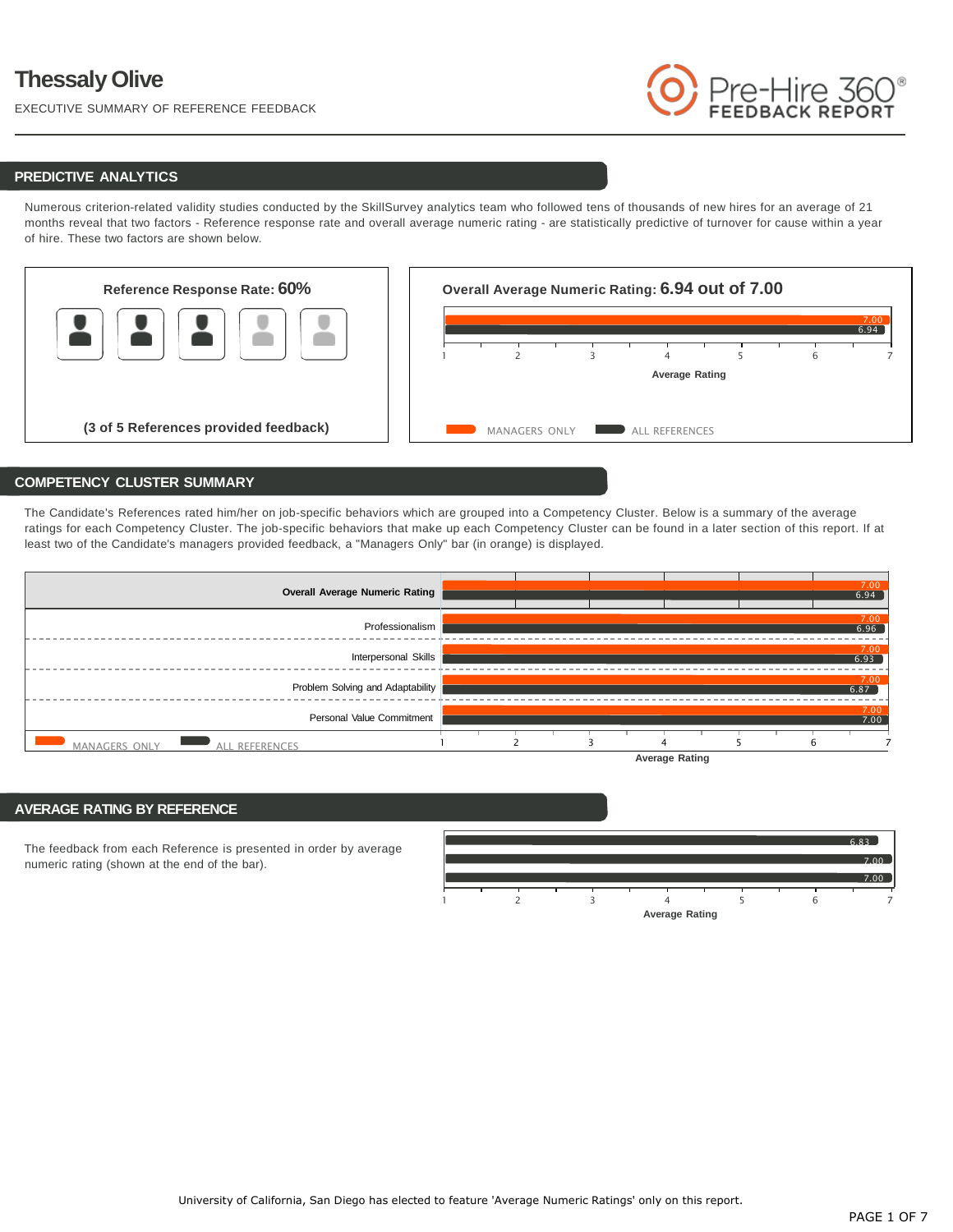# Thessaly Olive

EXECUTIVE SUMMARY OF REFERENCE FEEDBACK

Pre-Hire 360®
FEEDBACK REPORT

## PREDICTIVE ANALYTICS

Numerous criterion-related validity studies conducted by the SkillSurvey analytics team who followed tens of thousands of new hires for an average of 21 months reveal that two factors - Reference response rate and overall average numeric rating - are statistically predictive of turnover for cause within a year of hire. These two factors are shown below.

**Reference Response Rate: 60%**

**(3 of 5 References provided feedback)**

**Overall Average Numeric Rating: 6.94 out of 7.00**

| | Managers Only | All References |
|---|---|---|
| Overall Average Numeric Rating | 7.00 | 6.94 |

Average Rating (scale 1–7)

## COMPETENCY CLUSTER SUMMARY

The Candidate's References rated him/her on job-specific behaviors which are grouped into a Competency Cluster. Below is a summary of the average ratings for each Competency Cluster. The job-specific behaviors that make up each Competency Cluster can be found in a later section of this report. If at least two of the Candidate's managers provided feedback, a "Managers Only" bar (in orange) is displayed.

| | Managers Only | All References |
|---|---|---|
| **Overall Average Numeric Rating** | 7.00 | 6.94 |
| Professionalism | 7.00 | 6.96 |
| Interpersonal Skills | 7.00 | 6.93 |
| Problem Solving and Adaptability | 7.00 | 6.87 |
| Personal Value Commitment | 7.00 | 7.00 |

Average Rating (scale 1–7)

## AVERAGE RATING BY REFERENCE

The feedback from each Reference is presented in order by average numeric rating (shown at the end of the bar).

| Reference | Average Rating |
|---|---|
| 1 | 6.83 |
| 2 | 7.00 |
| 3 | 7.00 |

Average Rating (scale 1–7)

University of California, San Diego has elected to feature 'Average Numeric Ratings' only on this report.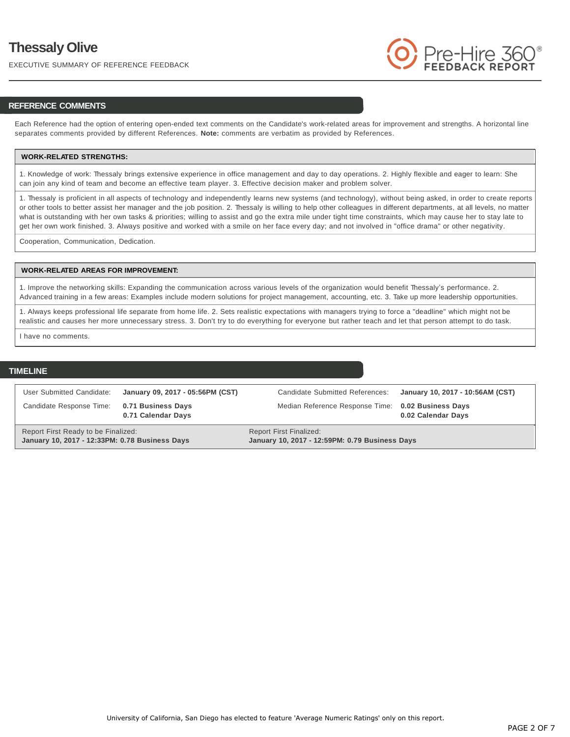# Thessaly Olive

EXECUTIVE SUMMARY OF REFERENCE FEEDBACK

## REFERENCE COMMENTS

Each Reference had the option of entering open-ended text comments on the Candidate's work-related areas for improvement and strengths. A horizontal line separates comments provided by different References. **Note:** comments are verbatim as provided by References.

| WORK-RELATED STRENGTHS: |
| --- |
| 1. Knowledge of work: Thessaly brings extensive experience in office management and day to day operations. 2. Highly flexible and eager to learn: She can join any kind of team and become an effective team player. 3. Effective decision maker and problem solver. |
| 1. Thessaly is proficient in all aspects of technology and independently learns new systems (and technology), without being asked, in order to create reports or other tools to better assist her manager and the job position. 2. Thessaly is willing to help other colleagues in different departments, at all levels, no matter what is outstanding with her own tasks & priorities; willing to assist and go the extra mile under tight time constraints, which may cause her to stay late to get her own work finished. 3. Always positive and worked with a smile on her face every day; and not involved in "office drama" or other negativity. |
| Cooperation, Communication, Dedication. |

| WORK-RELATED AREAS FOR IMPROVEMENT: |
| --- |
| 1. Improve the networking skills: Expanding the communication across various levels of the organization would benefit Thessaly's performance. 2. Advanced training in a few areas: Examples include modern solutions for project management, accounting, etc. 3. Take up more leadership opportunities. |
| 1. Always keeps professional life separate from home life. 2. Sets realistic expectations with managers trying to force a "deadline" which might not be realistic and causes her more unnecessary stress. 3. Don't try to do everything for everyone but rather teach and let that person attempt to do task. |
| I have no comments. |

## TIMELINE

| | | | |
| --- | --- | --- | --- |
| User Submitted Candidate: | **January 09, 2017 - 05:56PM (CST)** | Candidate Submitted References: | **January 10, 2017 - 10:56AM (CST)** |
| Candidate Response Time: | **0.71 Business Days**<br>**0.71 Calendar Days** | Median Reference Response Time: | **0.02 Business Days**<br>**0.02 Calendar Days** |
| Report First Ready to be Finalized:<br>**January 10, 2017 - 12:33PM: 0.78 Business Days** | | Report First Finalized:<br>**January 10, 2017 - 12:59PM: 0.79 Business Days** | |

University of California, San Diego has elected to feature 'Average Numeric Ratings' only on this report.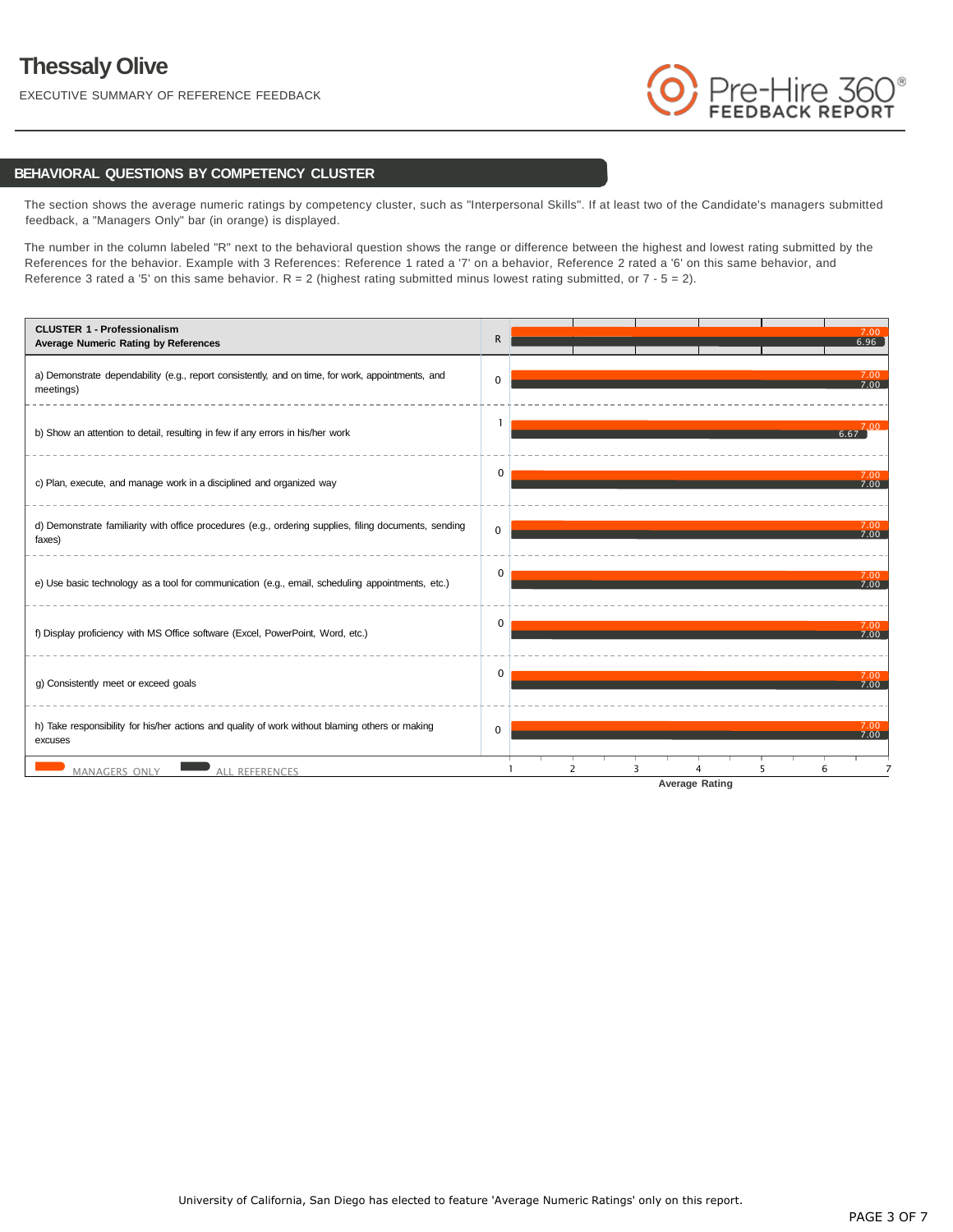# Thessaly Olive

EXECUTIVE SUMMARY OF REFERENCE FEEDBACK

## BEHAVIORAL QUESTIONS BY COMPETENCY CLUSTER

The section shows the average numeric ratings by competency cluster, such as "Interpersonal Skills". If at least two of the Candidate's managers submitted feedback, a "Managers Only" bar (in orange) is displayed.

The number in the column labeled "R" next to the behavioral question shows the range or difference between the highest and lowest rating submitted by the References for the behavior. Example with 3 References: Reference 1 rated a '7' on a behavior, Reference 2 rated a '6' on this same behavior, and Reference 3 rated a '5' on this same behavior. R = 2 (highest rating submitted minus lowest rating submitted, or 7 - 5 = 2).

| CLUSTER 1 - Professionalism<br>Average Numeric Rating by References | R | Managers Only | All References |
|---|---|---|---|
| | | 7.00 | 6.96 |
| a) Demonstrate dependability (e.g., report consistently, and on time, for work, appointments, and meetings) | 0 | 7.00 | 7.00 |
| b) Show an attention to detail, resulting in few if any errors in his/her work | 1 | 7.00 | 6.67 |
| c) Plan, execute, and manage work in a disciplined and organized way | 0 | 7.00 | 7.00 |
| d) Demonstrate familiarity with office procedures (e.g., ordering supplies, filing documents, sending faxes) | 0 | 7.00 | 7.00 |
| e) Use basic technology as a tool for communication (e.g., email, scheduling appointments, etc.) | 0 | 7.00 | 7.00 |
| f) Display proficiency with MS Office software (Excel, PowerPoint, Word, etc.) | 0 | 7.00 | 7.00 |
| g) Consistently meet or exceed goals | 0 | 7.00 | 7.00 |
| h) Take responsibility for his/her actions and quality of work without blaming others or making excuses | 0 | 7.00 | 7.00 |

MANAGERS ONLY — ALL REFERENCES

Average Rating (scale 1–7)

University of California, San Diego has elected to feature 'Average Numeric Ratings' only on this report.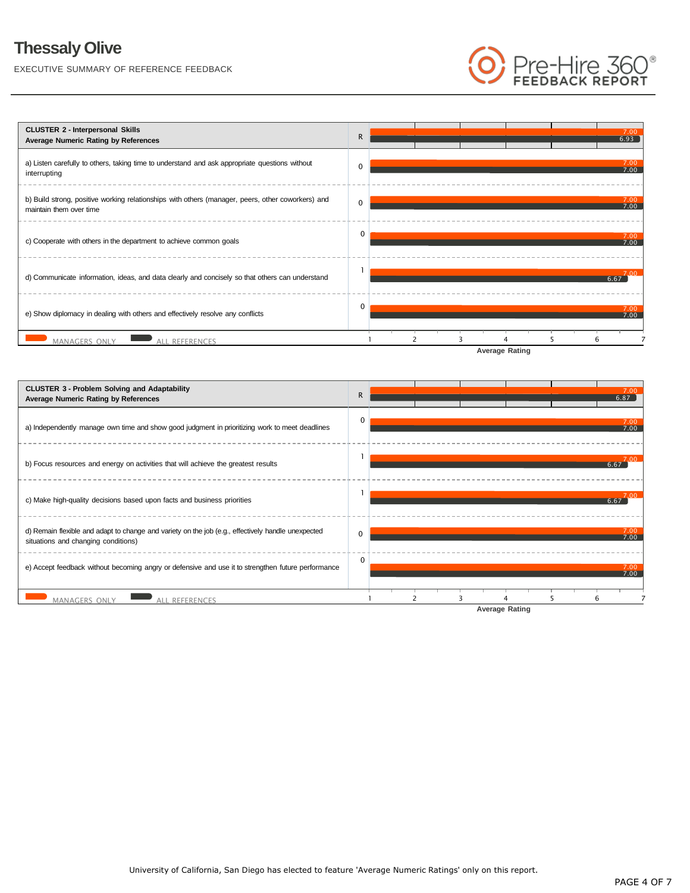# Thessaly Olive

EXECUTIVE SUMMARY OF REFERENCE FEEDBACK

Pre-Hire 360® FEEDBACK REPORT

| CLUSTER 2 - Interpersonal Skills<br>Average Numeric Rating by References | R | Managers Only | All References |
|---|---|---|---|
| **Cluster Average** | | 7.00 | 6.93 |
| a) Listen carefully to others, taking time to understand and ask appropriate questions without interrupting | 0 | 7.00 | 7.00 |
| b) Build strong, positive working relationships with others (manager, peers, other coworkers) and maintain them over time | 0 | 7.00 | 7.00 |
| c) Cooperate with others in the department to achieve common goals | 0 | 7.00 | 7.00 |
| d) Communicate information, ideas, and data clearly and concisely so that others can understand | 1 | 7.00 | 6.67 |
| e) Show diplomacy in dealing with others and effectively resolve any conflicts | 0 | 7.00 | 7.00 |

MANAGERS ONLY — ALL REFERENCES

Average Rating (scale 1–7)

| CLUSTER 3 - Problem Solving and Adaptability<br>Average Numeric Rating by References | R | Managers Only | All References |
|---|---|---|---|
| **Cluster Average** | | 7.00 | 6.87 |
| a) Independently manage own time and show good judgment in prioritizing work to meet deadlines | 0 | 7.00 | 7.00 |
| b) Focus resources and energy on activities that will achieve the greatest results | 1 | 7.00 | 6.67 |
| c) Make high-quality decisions based upon facts and business priorities | 1 | 7.00 | 6.67 |
| d) Remain flexible and adapt to change and variety on the job (e.g., effectively handle unexpected situations and changing conditions) | 0 | 7.00 | 7.00 |
| e) Accept feedback without becoming angry or defensive and use it to strengthen future performance | 0 | 7.00 | 7.00 |

MANAGERS ONLY — ALL REFERENCES

Average Rating (scale 1–7)

University of California, San Diego has elected to feature 'Average Numeric Ratings' only on this report.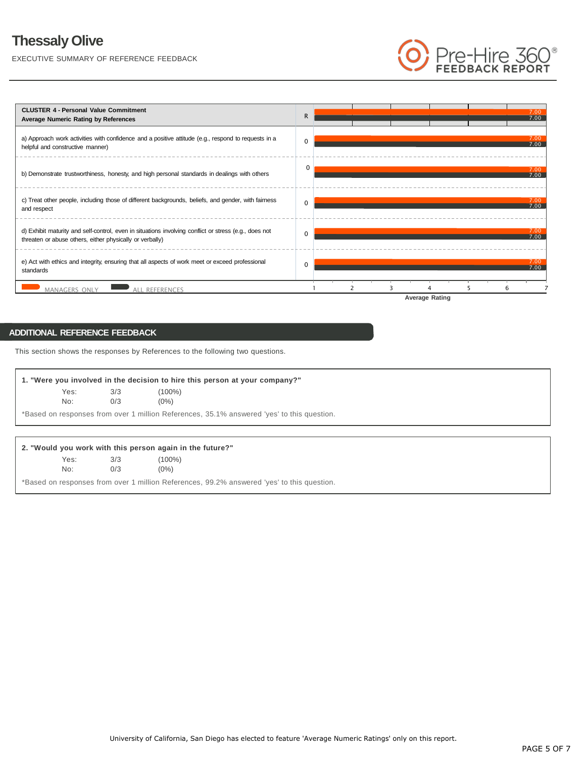# Thessaly Olive

EXECUTIVE SUMMARY OF REFERENCE FEEDBACK

| CLUSTER 4 - Personal Value Commitment<br>Average Numeric Rating by References | R | Managers Only | All References |
|---|---|---|---|
| | | 7.00 | 7.00 |
| a) Approach work activities with confidence and a positive attitude (e.g., respond to requests in a helpful and constructive manner) | 0 | 7.00 | 7.00 |
| b) Demonstrate trustworthiness, honesty, and high personal standards in dealings with others | 0 | 7.00 | 7.00 |
| c) Treat other people, including those of different backgrounds, beliefs, and gender, with fairness and respect | 0 | 7.00 | 7.00 |
| d) Exhibit maturity and self-control, even in situations involving conflict or stress (e.g., does not threaten or abuse others, either physically or verbally) | 0 | 7.00 | 7.00 |
| e) Act with ethics and integrity, ensuring that all aspects of work meet or exceed professional standards | 0 | 7.00 | 7.00 |

MANAGERS ONLY   ALL REFERENCES

Average Rating (scale 1–7)

## ADDITIONAL REFERENCE FEEDBACK

This section shows the responses by References to the following two questions.

**1. "Were you involved in the decision to hire this person at your company?"**

| | | |
|---|---|---|
| Yes: | 3/3 | (100%) |
| No: | 0/3 | (0%) |

*Based on responses from over 1 million References, 35.1% answered 'yes' to this question.

**2. "Would you work with this person again in the future?"**

| | | |
|---|---|---|
| Yes: | 3/3 | (100%) |
| No: | 0/3 | (0%) |

*Based on responses from over 1 million References, 99.2% answered 'yes' to this question.

University of California, San Diego has elected to feature 'Average Numeric Ratings' only on this report.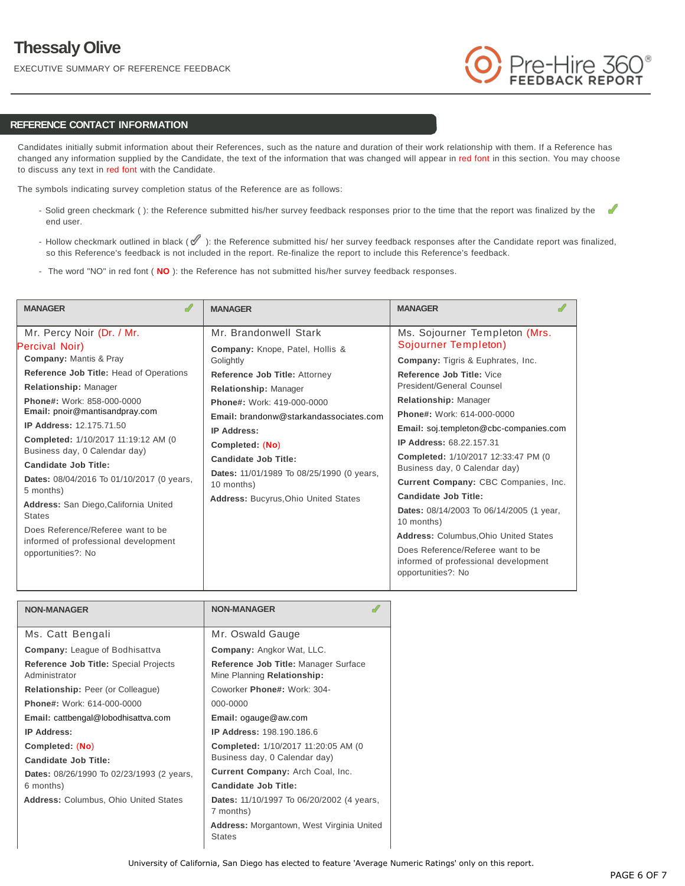# Thessaly Olive

EXECUTIVE SUMMARY OF REFERENCE FEEDBACK

## REFERENCE CONTACT INFORMATION

Candidates initially submit information about their References, such as the nature and duration of their work relationship with them. If a Reference has changed any information supplied by the Candidate, the text of the information that was changed will appear in red font in this section. You may choose to discuss any text in red font with the Candidate.

The symbols indicating survey completion status of the Reference are as follows:

- Solid green checkmark ( ): the Reference submitted his/her survey feedback responses prior to the time that the report was finalized by the end user.
- Hollow checkmark outlined in black ( ): the Reference submitted his/ her survey feedback responses after the Candidate report was finalized, so this Reference's feedback is not included in the report. Re-finalize the report to include this Reference's feedback.
- The word "NO" in red font ( **NO** ): the Reference has not submitted his/her survey feedback responses.

| MANAGER ✔ | MANAGER | MANAGER ✔ |
|---|---|---|
| Mr. Percy Noir (Dr. / Mr. Percival Noir)<br>**Company:** Mantis & Pray<br>**Reference Job Title:** Head of Operations<br>**Relationship:** Manager<br>**Phone#:** Work: 858-000-0000<br>**Email:** pnoir@mantisandpray.com<br>**IP Address:** 12.175.71.50<br>**Completed:** 1/10/2017 11:19:12 AM (0 Business day, 0 Calendar day)<br>**Candidate Job Title:**<br>**Dates:** 08/04/2016 To 01/10/2017 (0 years, 5 months)<br>**Address:** San Diego,California United States<br>Does Reference/Referee want to be informed of professional development opportunities?: No | Mr. Brandonwell Stark<br>**Company:** Knope, Patel, Hollis & Golightly<br>**Reference Job Title:** Attorney<br>**Relationship:** Manager<br>**Phone#:** Work: 419-000-0000<br>**Email:** brandonw@starkandassociates.com<br>**IP Address:**<br>**Completed:** (No)<br>**Candidate Job Title:**<br>**Dates:** 11/01/1989 To 08/25/1990 (0 years, 10 months)<br>**Address:** Bucyrus,Ohio United States | Ms. Sojourner Templeton (Mrs. Sojourner Templeton)<br>**Company:** Tigris & Euphrates, Inc.<br>**Reference Job Title:** Vice President/General Counsel<br>**Relationship:** Manager<br>**Phone#:** Work: 614-000-0000<br>**Email:** soj.templeton@cbc-companies.com<br>**IP Address:** 68.22.157.31<br>**Completed:** 1/10/2017 12:33:47 PM (0 Business day, 0 Calendar day)<br>**Current Company:** CBC Companies, Inc.<br>**Candidate Job Title:**<br>**Dates:** 08/14/2003 To 06/14/2005 (1 year, 10 months)<br>**Address:** Columbus,Ohio United States<br>Does Reference/Referee want to be informed of professional development opportunities?: No |

| NON-MANAGER | NON-MANAGER ✔ |
|---|---|
| Ms. Catt Bengali<br>**Company:** League of Bodhisattva<br>**Reference Job Title:** Special Projects Administrator<br>**Relationship:** Peer (or Colleague)<br>**Phone#:** Work: 614-000-0000<br>**Email:** cattbengal@lobodhisattva.com<br>**IP Address:**<br>**Completed:** (No)<br>**Candidate Job Title:**<br>**Dates:** 08/26/1990 To 02/23/1993 (2 years, 6 months)<br>**Address:** Columbus, Ohio United States | Mr. Oswald Gauge<br>**Company:** Angkor Wat, LLC.<br>**Reference Job Title:** Manager Surface Mine Planning<br>**Relationship:** Coworker<br>**Phone#:** Work: 304-000-0000<br>**Email:** ogauge@aw.com<br>**IP Address:** 198.190.186.6<br>**Completed:** 1/10/2017 11:20:05 AM (0 Business day, 0 Calendar day)<br>**Current Company:** Arch Coal, Inc.<br>**Candidate Job Title:**<br>**Dates:** 11/10/1997 To 06/20/2002 (4 years, 7 months)<br>**Address:** Morgantown, West Virginia United States |

University of California, San Diego has elected to feature 'Average Numeric Ratings' only on this report.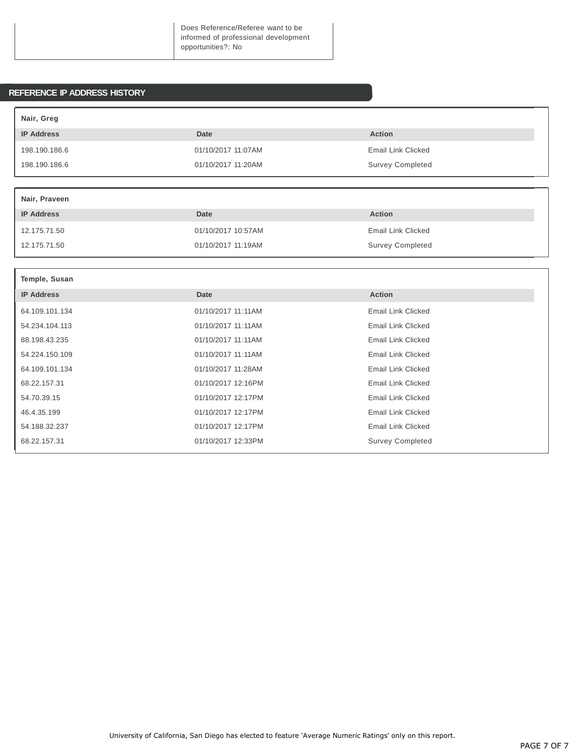| | |
|---|---|
| | Does Reference/Referee want to be informed of professional development opportunities?: No |

## REFERENCE IP ADDRESS HISTORY

**Nair, Greg**

| IP Address | Date | Action |
|---|---|---|
| 198.190.186.6 | 01/10/2017 11:07AM | Email Link Clicked |
| 198.190.186.6 | 01/10/2017 11:20AM | Survey Completed |

**Nair, Praveen**

| IP Address | Date | Action |
|---|---|---|
| 12.175.71.50 | 01/10/2017 10:57AM | Email Link Clicked |
| 12.175.71.50 | 01/10/2017 11:19AM | Survey Completed |

**Temple, Susan**

| IP Address | Date | Action |
|---|---|---|
| 64.109.101.134 | 01/10/2017 11:11AM | Email Link Clicked |
| 54.234.104.113 | 01/10/2017 11:11AM | Email Link Clicked |
| 88.198.43.235 | 01/10/2017 11:11AM | Email Link Clicked |
| 54.224.150.109 | 01/10/2017 11:11AM | Email Link Clicked |
| 64.109.101.134 | 01/10/2017 11:28AM | Email Link Clicked |
| 68.22.157.31 | 01/10/2017 12:16PM | Email Link Clicked |
| 54.70.39.15 | 01/10/2017 12:17PM | Email Link Clicked |
| 46.4.35.199 | 01/10/2017 12:17PM | Email Link Clicked |
| 54.188.32.237 | 01/10/2017 12:17PM | Email Link Clicked |
| 68.22.157.31 | 01/10/2017 12:33PM | Survey Completed |

University of California, San Diego has elected to feature 'Average Numeric Ratings' only on this report.